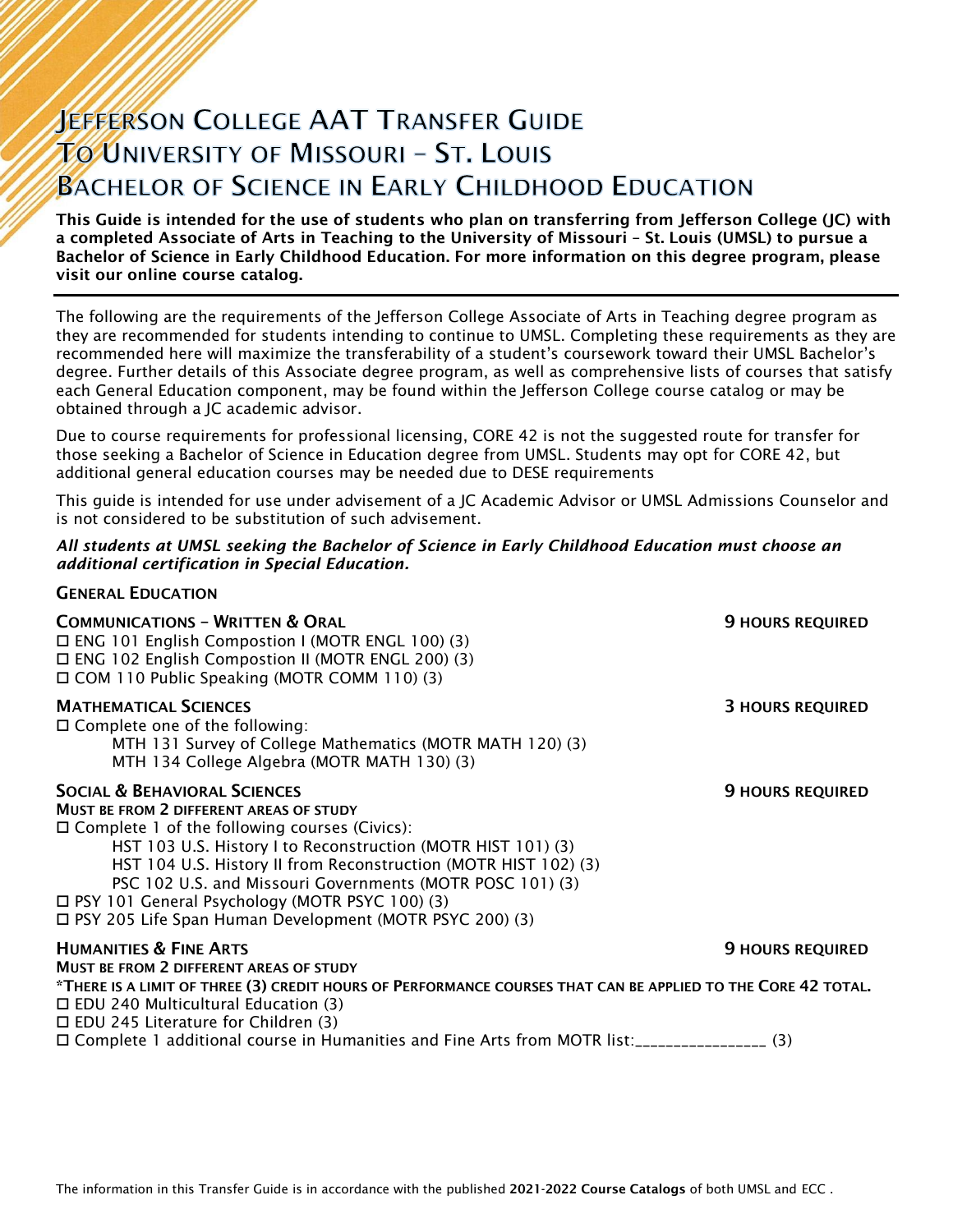# Jefferson College AAT Transfer Guide To University of Missouri – St. Louis Bachelor of Science in Early Childhood Education

**This Guide is intended for the use of students who plan on transferring from Jefferson College (JC) with a completed Associate of Arts in Teaching to the University of Missouri – St. Louis (UMSL) to pursue a Bachelor of Science in Early Childhood Education. For more information on this degree program, please visit our online course catalog.**

---

The following are the requirements of the Jefferson College Associate of Arts in Teaching degree program as they are recommended for students intending to continue to UMSL. Completing these requirements as they are recommended here will maximize the transferability of a student's coursework toward their UMSL Bachelor's degree. Further details of this Associate degree program, as well as comprehensive lists of courses that satisfy each General Education component, may be found within the Jefferson College course catalog or may be obtained through a JC academic advisor.

Due to course requirements for professional licensing, CORE 42 is not the suggested route for transfer for those seeking a Bachelor of Science in Education degree from UMSL. Students may opt for CORE 42, but additional general education courses may be needed due to DESE requirements

This guide is intended for use under advisement of a JC Academic Advisor or UMSL Admissions Counselor and is not considered to be substitution of such advisement.

***All students at UMSL seeking the Bachelor of Science in Early Childhood Education must choose an additional certification in Special Education.***

## General Education

### Communications – Written & Oral — 9 Hours Required

- ☐ ENG 101 English Compostion I (MOTR ENGL 100) (3)
- ☐ ENG 102 English Compostion II (MOTR ENGL 200) (3)
- ☐ COM 110 Public Speaking (MOTR COMM 110) (3)

### Mathematical Sciences — 3 Hours Required

- ☐ Complete one of the following:
  - MTH 131 Survey of College Mathematics (MOTR MATH 120) (3)
  - MTH 134 College Algebra (MOTR MATH 130) (3)

### Social & Behavioral Sciences — 9 Hours Required

**Must be from 2 different areas of study**

- ☐ Complete 1 of the following courses (Civics):
  - HST 103 U.S. History I to Reconstruction (MOTR HIST 101) (3)
  - HST 104 U.S. History II from Reconstruction (MOTR HIST 102) (3)
  - PSC 102 U.S. and Missouri Governments (MOTR POSC 101) (3)
- ☐ PSY 101 General Psychology (MOTR PSYC 100) (3)
- ☐ PSY 205 Life Span Human Development (MOTR PSYC 200) (3)

### Humanities & Fine Arts — 9 Hours Required

**Must be from 2 different areas of study**

***There is a limit of three (3) credit hours of Performance courses that can be applied to the Core 42 total.**

- ☐ EDU 240 Multicultural Education (3)
- ☐ EDU 245 Literature for Children (3)
- ☐ Complete 1 additional course in Humanities and Fine Arts from MOTR list:_________________ (3)

The information in this Transfer Guide is in accordance with the published **2021-2022 Course Catalogs** of both UMSL and ECC .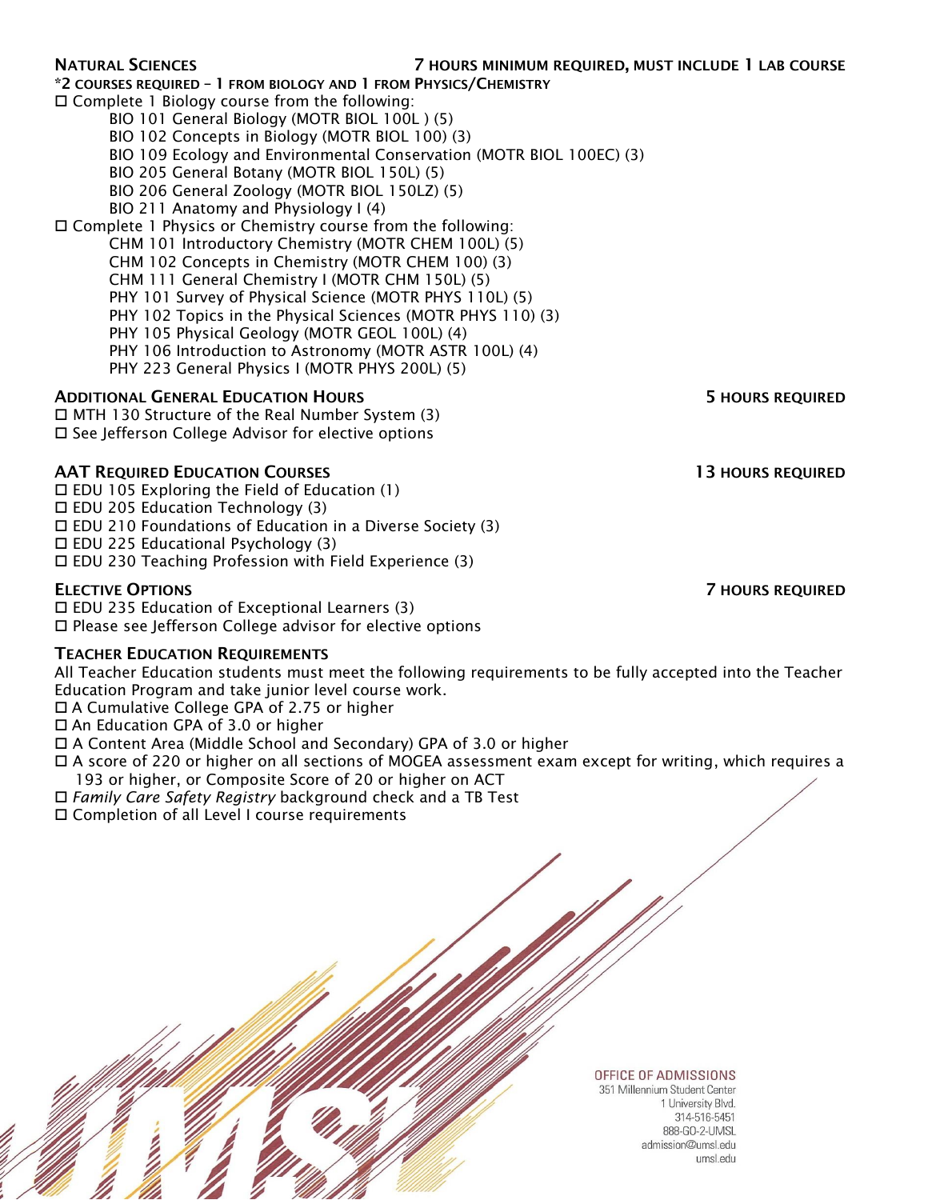## NATURAL SCIENCES — 7 HOURS MINIMUM REQUIRED, MUST INCLUDE 1 LAB COURSE

***2 COURSES REQUIRED – 1 FROM BIOLOGY AND 1 FROM PHYSICS/CHEMISTRY**

- ☐ Complete 1 Biology course from the following:
  - BIO 101 General Biology (MOTR BIOL 100L ) (5)
  - BIO 102 Concepts in Biology (MOTR BIOL 100) (3)
  - BIO 109 Ecology and Environmental Conservation (MOTR BIOL 100EC) (3)
  - BIO 205 General Botany (MOTR BIOL 150L) (5)
  - BIO 206 General Zoology (MOTR BIOL 150LZ) (5)
  - BIO 211 Anatomy and Physiology I (4)
- ☐ Complete 1 Physics or Chemistry course from the following:
  - CHM 101 Introductory Chemistry (MOTR CHEM 100L) (5)
  - CHM 102 Concepts in Chemistry (MOTR CHEM 100) (3)
  - CHM 111 General Chemistry I (MOTR CHM 150L) (5)
  - PHY 101 Survey of Physical Science (MOTR PHYS 110L) (5)
  - PHY 102 Topics in the Physical Sciences (MOTR PHYS 110) (3)
  - PHY 105 Physical Geology (MOTR GEOL 100L) (4)
  - PHY 106 Introduction to Astronomy (MOTR ASTR 100L) (4)
  - PHY 223 General Physics I (MOTR PHYS 200L) (5)

## ADDITIONAL GENERAL EDUCATION HOURS — 5 HOURS REQUIRED

- ☐ MTH 130 Structure of the Real Number System (3)
- ☐ See Jefferson College Advisor for elective options

## AAT REQUIRED EDUCATION COURSES — 13 HOURS REQUIRED

- ☐ EDU 105 Exploring the Field of Education (1)
- ☐ EDU 205 Education Technology (3)
- ☐ EDU 210 Foundations of Education in a Diverse Society (3)
- ☐ EDU 225 Educational Psychology (3)
- ☐ EDU 230 Teaching Profession with Field Experience (3)

## ELECTIVE OPTIONS — 7 HOURS REQUIRED

- ☐ EDU 235 Education of Exceptional Learners (3)
- ☐ Please see Jefferson College advisor for elective options

## TEACHER EDUCATION REQUIREMENTS

All Teacher Education students must meet the following requirements to be fully accepted into the Teacher Education Program and take junior level course work.

- ☐ A Cumulative College GPA of 2.75 or higher
- ☐ An Education GPA of 3.0 or higher
- ☐ A Content Area (Middle School and Secondary) GPA of 3.0 or higher
- ☐ A score of 220 or higher on all sections of MOGEA assessment exam except for writing, which requires a 193 or higher, or Composite Score of 20 or higher on ACT
- ☐ *Family Care Safety Registry* background check and a TB Test
- ☐ Completion of all Level I course requirements

OFFICE OF ADMISSIONS
351 Millennium Student Center
1 University Blvd.
314-516-5451
888-GO-2-UMSL
admission@umsl.edu
umsl.edu